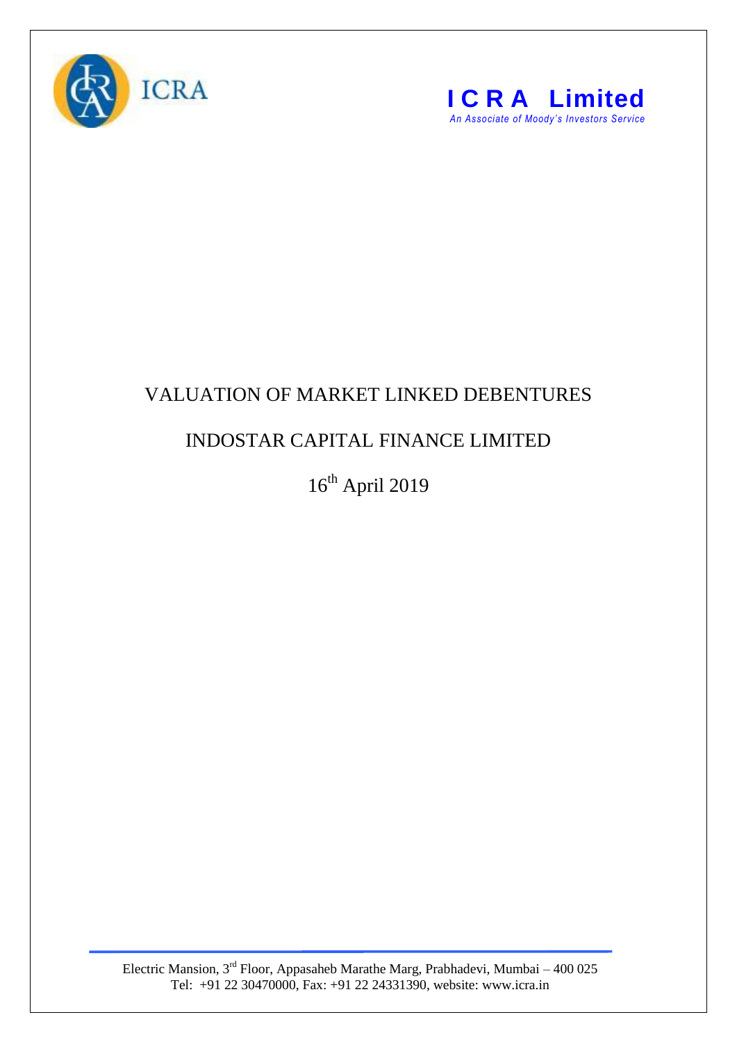# VALUATION OF MARKET LINKED DEBENTURES

## INDOSTAR CAPITAL FINANCE LIMITED

16th April 2019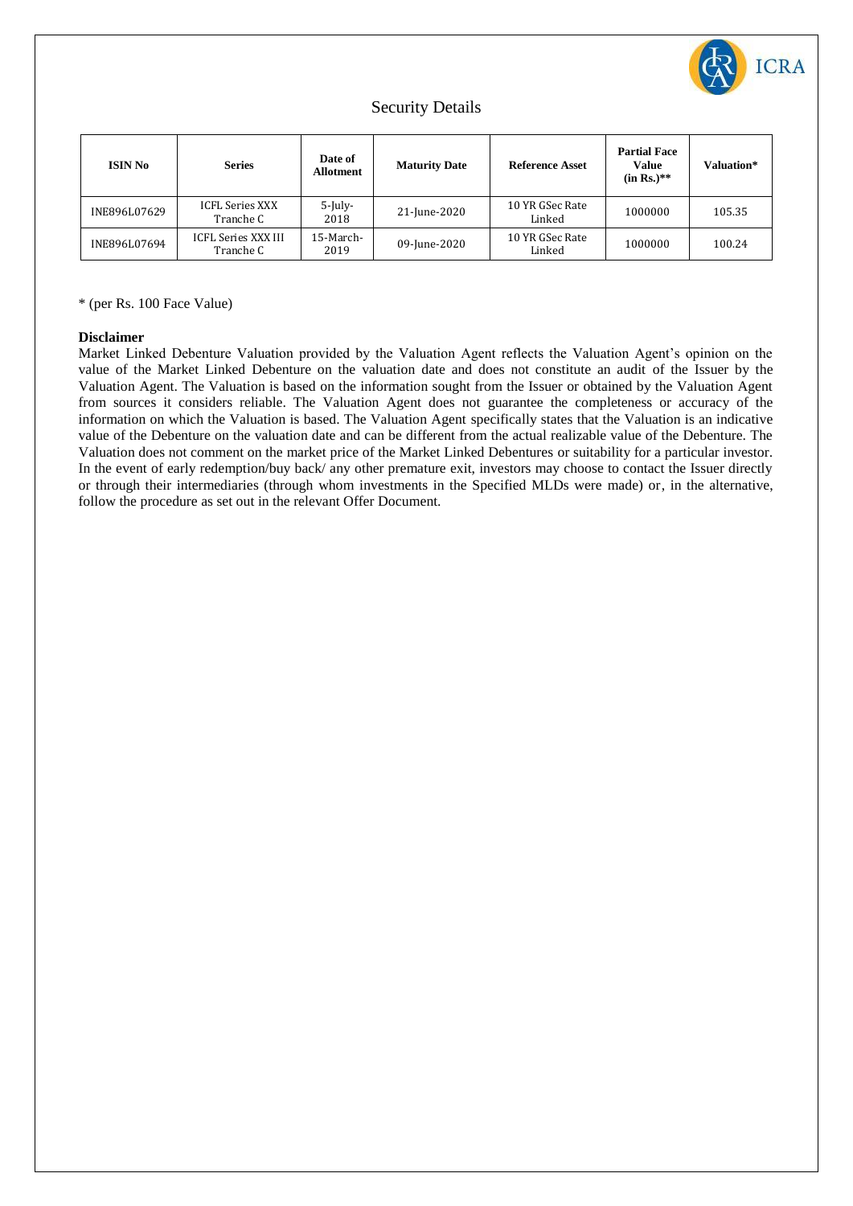## Security Details

| ISIN No | Series | Date of Allotment | Maturity Date | Reference Asset | Partial Face Value (in Rs.)** | Valuation* |
| --- | --- | --- | --- | --- | --- | --- |
| INE896L07629 | ICFL Series XXX Tranche C | 5-July-2018 | 21-June-2020 | 10 YR GSec Rate Linked | 1000000 | 105.35 |
| INE896L07694 | ICFL Series XXX III Tranche C | 15-March-2019 | 09-June-2020 | 10 YR GSec Rate Linked | 1000000 | 100.24 |

* (per Rs. 100 Face Value)

**Disclaimer**

Market Linked Debenture Valuation provided by the Valuation Agent reflects the Valuation Agent's opinion on the value of the Market Linked Debenture on the valuation date and does not constitute an audit of the Issuer by the Valuation Agent. The Valuation is based on the information sought from the Issuer or obtained by the Valuation Agent from sources it considers reliable. The Valuation Agent does not guarantee the completeness or accuracy of the information on which the Valuation is based. The Valuation Agent specifically states that the Valuation is an indicative value of the Debenture on the valuation date and can be different from the actual realizable value of the Debenture. The Valuation does not comment on the market price of the Market Linked Debentures or suitability for a particular investor. In the event of early redemption/buy back/ any other premature exit, investors may choose to contact the Issuer directly or through their intermediaries (through whom investments in the Specified MLDs were made) or, in the alternative, follow the procedure as set out in the relevant Offer Document.